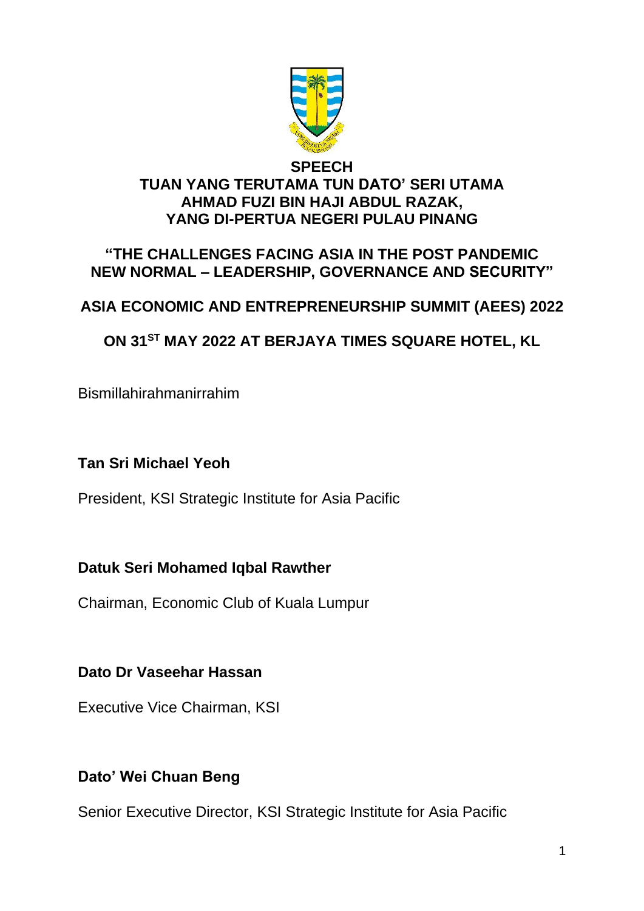# SPEECH

## TUAN YANG TERUTAMA TUN DATO' SERI UTAMA AHMAD FUZI BIN HAJI ABDUL RAZAK, YANG DI-PERTUA NEGERI PULAU PINANG

## "THE CHALLENGES FACING ASIA IN THE POST PANDEMIC NEW NORMAL – LEADERSHIP, GOVERNANCE AND SECURITY"

## ASIA ECONOMIC AND ENTREPRENEURSHIP SUMMIT (AEES) 2022

## ON 31ST MAY 2022 AT BERJAYA TIMES SQUARE HOTEL, KL

Bismillahirahmanirrahim

**Tan Sri Michael Yeoh**

President, KSI Strategic Institute for Asia Pacific

**Datuk Seri Mohamed Iqbal Rawther**

Chairman, Economic Club of Kuala Lumpur

**Dato Dr Vaseehar Hassan**

Executive Vice Chairman, KSI

**Dato' Wei Chuan Beng**

Senior Executive Director, KSI Strategic Institute for Asia Pacific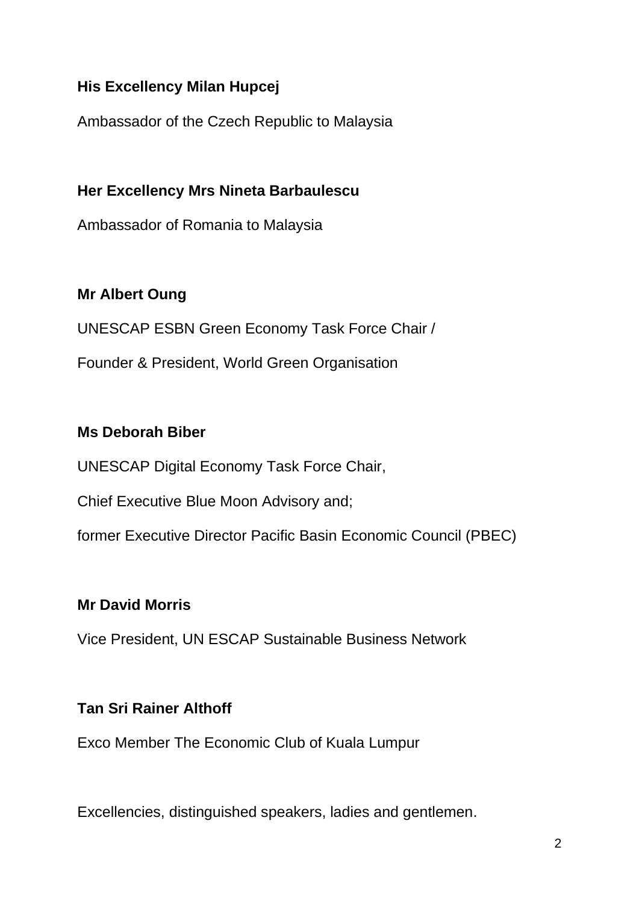**His Excellency Milan Hupcej**

Ambassador of the Czech Republic to Malaysia

**Her Excellency Mrs Nineta Barbaulescu**

Ambassador of Romania to Malaysia

**Mr Albert Oung**

UNESCAP ESBN Green Economy Task Force Chair /

Founder & President, World Green Organisation

**Ms Deborah Biber**

UNESCAP Digital Economy Task Force Chair,

Chief Executive Blue Moon Advisory and;

former Executive Director Pacific Basin Economic Council (PBEC)

**Mr David Morris**

Vice President, UN ESCAP Sustainable Business Network

**Tan Sri Rainer Althoff**

Exco Member The Economic Club of Kuala Lumpur

Excellencies, distinguished speakers, ladies and gentlemen.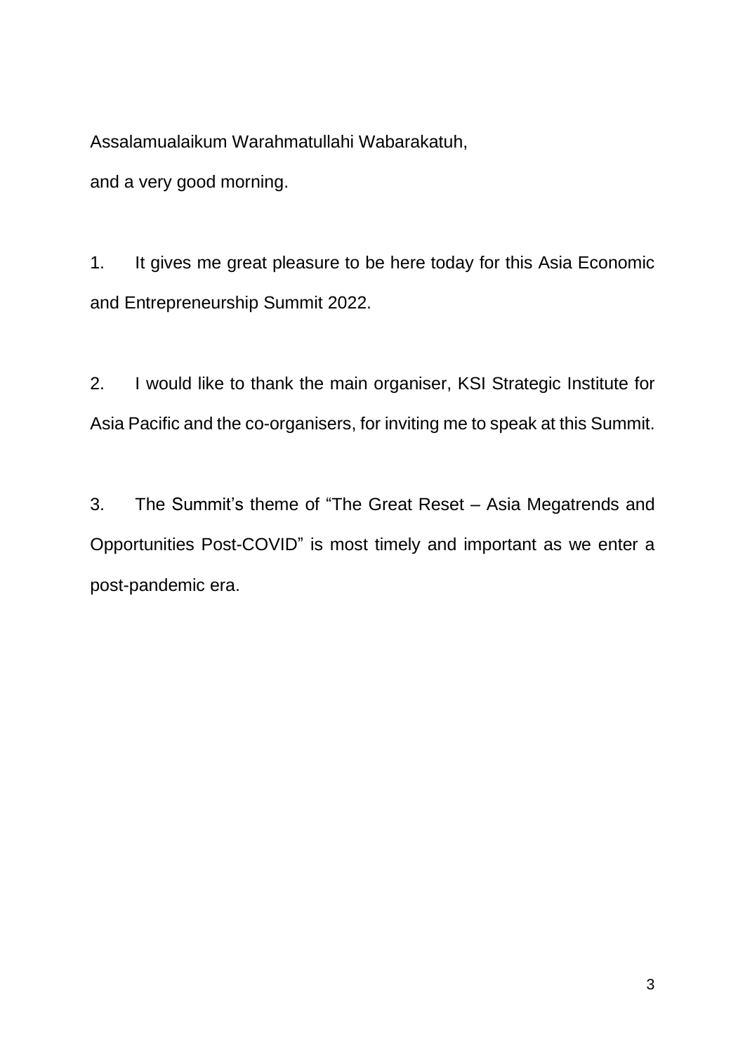Assalamualaikum Warahmatullahi Wabarakatuh,

and a very good morning.

1. It gives me great pleasure to be here today for this Asia Economic and Entrepreneurship Summit 2022.

2. I would like to thank the main organiser, KSI Strategic Institute for Asia Pacific and the co-organisers, for inviting me to speak at this Summit.

3. The Summit's theme of "The Great Reset – Asia Megatrends and Opportunities Post-COVID" is most timely and important as we enter a post-pandemic era.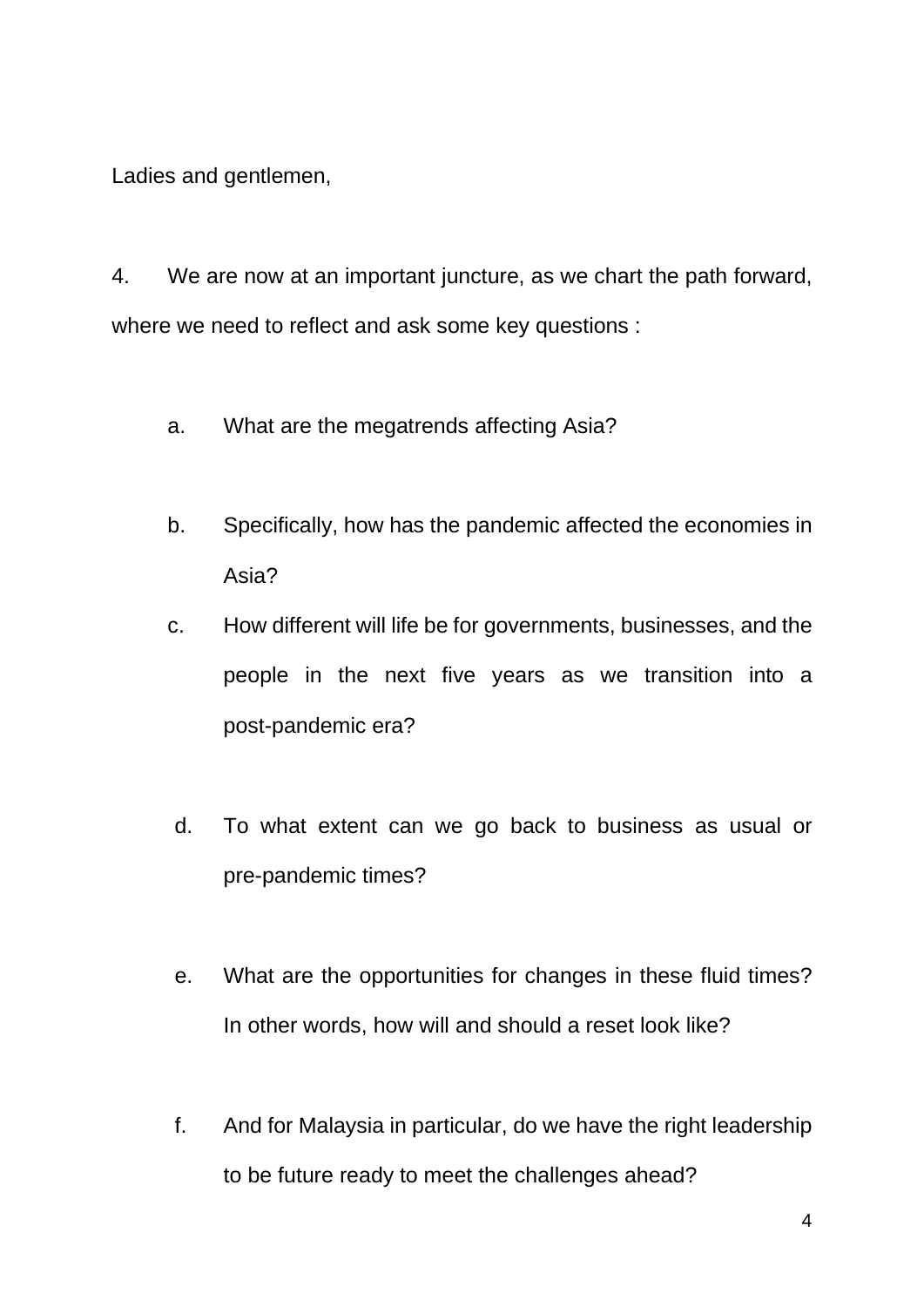Ladies and gentlemen,

4. We are now at an important juncture, as we chart the path forward, where we need to reflect and ask some key questions :

a. What are the megatrends affecting Asia?

b. Specifically, how has the pandemic affected the economies in Asia?

c. How different will life be for governments, businesses, and the people in the next five years as we transition into a post-pandemic era?

d. To what extent can we go back to business as usual or pre-pandemic times?

e. What are the opportunities for changes in these fluid times? In other words, how will and should a reset look like?

f. And for Malaysia in particular, do we have the right leadership to be future ready to meet the challenges ahead?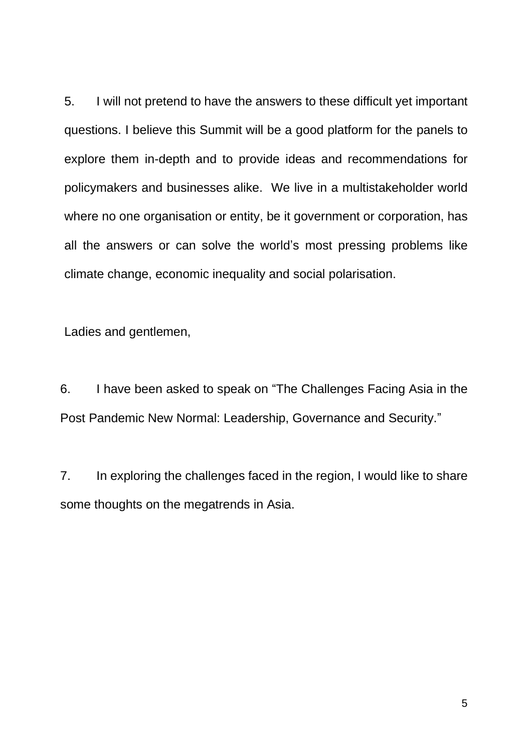5. I will not pretend to have the answers to these difficult yet important questions. I believe this Summit will be a good platform for the panels to explore them in-depth and to provide ideas and recommendations for policymakers and businesses alike. We live in a multistakeholder world where no one organisation or entity, be it government or corporation, has all the answers or can solve the world's most pressing problems like climate change, economic inequality and social polarisation.

Ladies and gentlemen,

6. I have been asked to speak on "The Challenges Facing Asia in the Post Pandemic New Normal: Leadership, Governance and Security."

7. In exploring the challenges faced in the region, I would like to share some thoughts on the megatrends in Asia.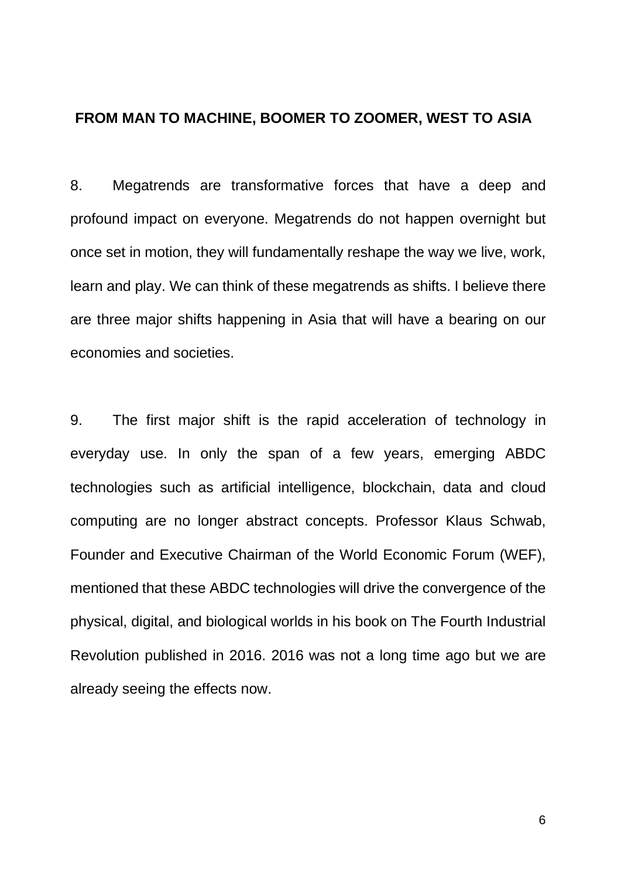## FROM MAN TO MACHINE, BOOMER TO ZOOMER, WEST TO ASIA

8. Megatrends are transformative forces that have a deep and profound impact on everyone. Megatrends do not happen overnight but once set in motion, they will fundamentally reshape the way we live, work, learn and play. We can think of these megatrends as shifts. I believe there are three major shifts happening in Asia that will have a bearing on our economies and societies.

9. The first major shift is the rapid acceleration of technology in everyday use. In only the span of a few years, emerging ABDC technologies such as artificial intelligence, blockchain, data and cloud computing are no longer abstract concepts. Professor Klaus Schwab, Founder and Executive Chairman of the World Economic Forum (WEF), mentioned that these ABDC technologies will drive the convergence of the physical, digital, and biological worlds in his book on The Fourth Industrial Revolution published in 2016. 2016 was not a long time ago but we are already seeing the effects now.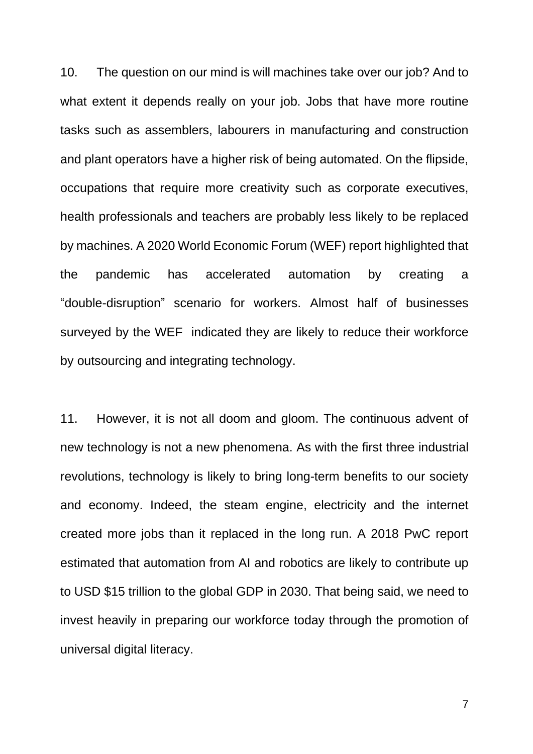10. The question on our mind is will machines take over our job? And to what extent it depends really on your job. Jobs that have more routine tasks such as assemblers, labourers in manufacturing and construction and plant operators have a higher risk of being automated. On the flipside, occupations that require more creativity such as corporate executives, health professionals and teachers are probably less likely to be replaced by machines. A 2020 World Economic Forum (WEF) report highlighted that the pandemic has accelerated automation by creating a "double-disruption" scenario for workers. Almost half of businesses surveyed by the WEF indicated they are likely to reduce their workforce by outsourcing and integrating technology.

11. However, it is not all doom and gloom. The continuous advent of new technology is not a new phenomena. As with the first three industrial revolutions, technology is likely to bring long-term benefits to our society and economy. Indeed, the steam engine, electricity and the internet created more jobs than it replaced in the long run. A 2018 PwC report estimated that automation from AI and robotics are likely to contribute up to USD $15 trillion to the global GDP in 2030. That being said, we need to invest heavily in preparing our workforce today through the promotion of universal digital literacy.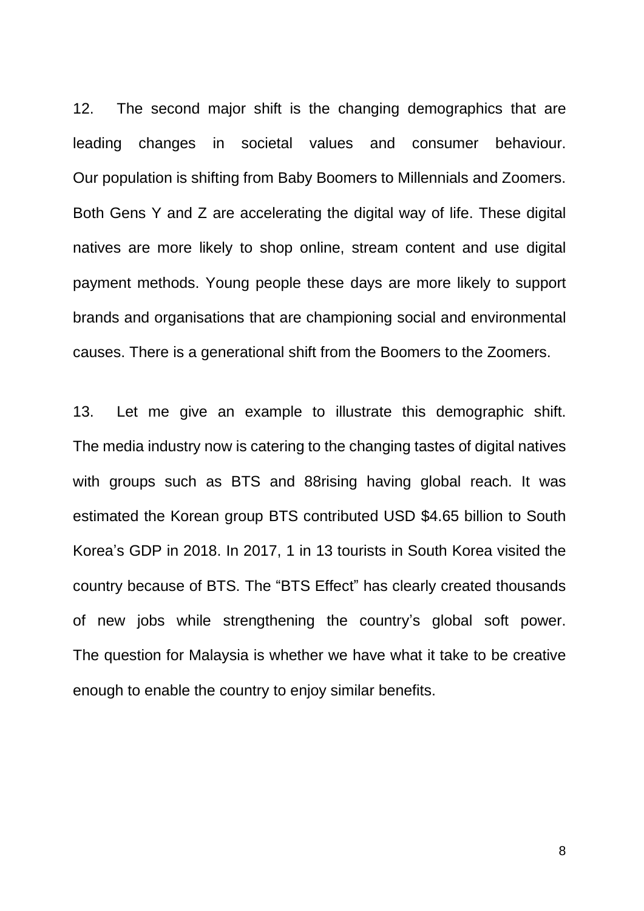12. The second major shift is the changing demographics that are leading changes in societal values and consumer behaviour. Our population is shifting from Baby Boomers to Millennials and Zoomers. Both Gens Y and Z are accelerating the digital way of life. These digital natives are more likely to shop online, stream content and use digital payment methods. Young people these days are more likely to support brands and organisations that are championing social and environmental causes. There is a generational shift from the Boomers to the Zoomers.

13. Let me give an example to illustrate this demographic shift. The media industry now is catering to the changing tastes of digital natives with groups such as BTS and 88rising having global reach. It was estimated the Korean group BTS contributed USD $4.65 billion to South Korea's GDP in 2018. In 2017, 1 in 13 tourists in South Korea visited the country because of BTS. The "BTS Effect" has clearly created thousands of new jobs while strengthening the country's global soft power. The question for Malaysia is whether we have what it take to be creative enough to enable the country to enjoy similar benefits.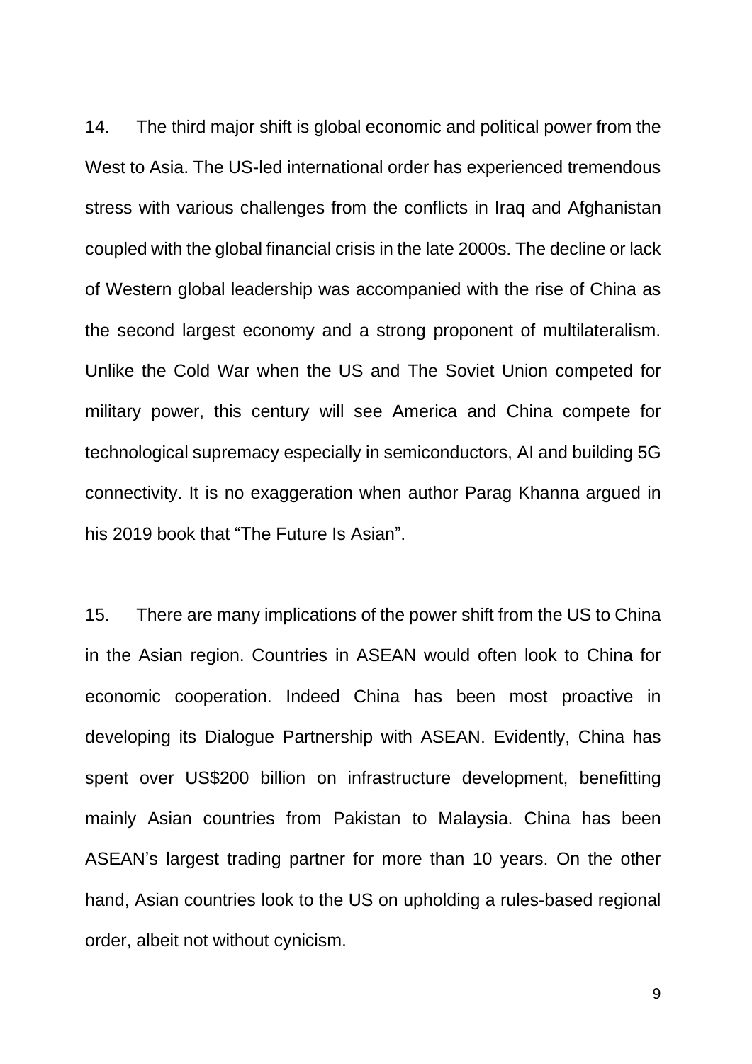14. The third major shift is global economic and political power from the West to Asia. The US-led international order has experienced tremendous stress with various challenges from the conflicts in Iraq and Afghanistan coupled with the global financial crisis in the late 2000s. The decline or lack of Western global leadership was accompanied with the rise of China as the second largest economy and a strong proponent of multilateralism. Unlike the Cold War when the US and The Soviet Union competed for military power, this century will see America and China compete for technological supremacy especially in semiconductors, AI and building 5G connectivity. It is no exaggeration when author Parag Khanna argued in his 2019 book that “The Future Is Asian”.

15. There are many implications of the power shift from the US to China in the Asian region. Countries in ASEAN would often look to China for economic cooperation. Indeed China has been most proactive in developing its Dialogue Partnership with ASEAN. Evidently, China has spent over US$200 billion on infrastructure development, benefitting mainly Asian countries from Pakistan to Malaysia. China has been ASEAN’s largest trading partner for more than 10 years. On the other hand, Asian countries look to the US on upholding a rules-based regional order, albeit not without cynicism.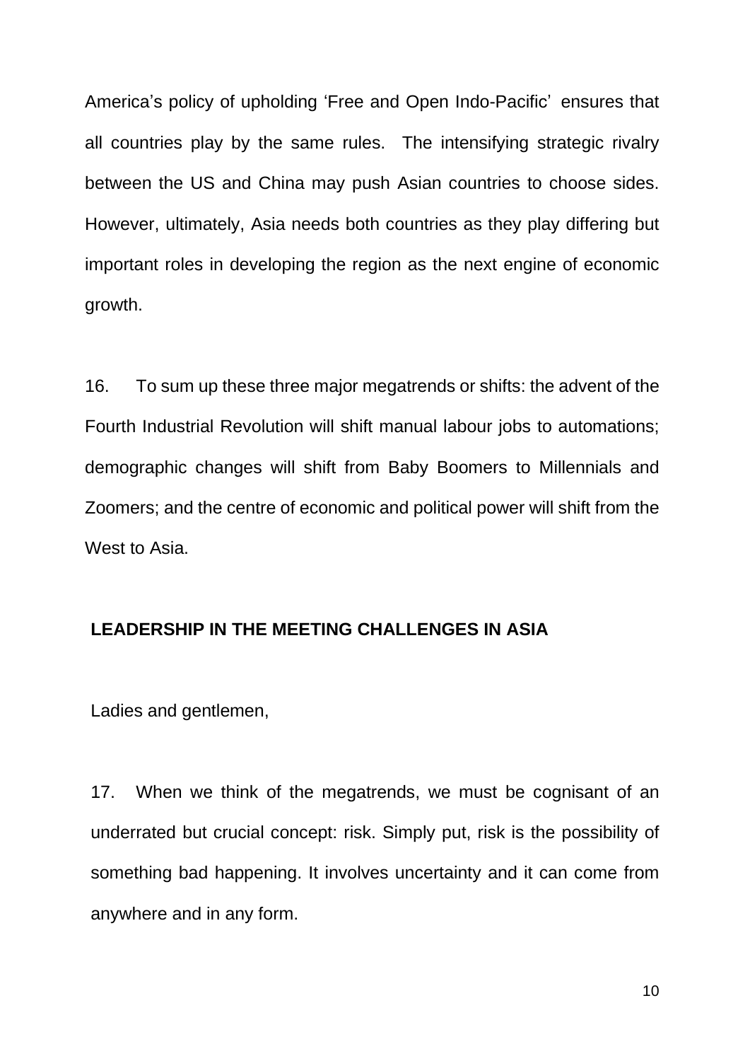America's policy of upholding 'Free and Open Indo-Pacific' ensures that all countries play by the same rules. The intensifying strategic rivalry between the US and China may push Asian countries to choose sides. However, ultimately, Asia needs both countries as they play differing but important roles in developing the region as the next engine of economic growth.

16. To sum up these three major megatrends or shifts: the advent of the Fourth Industrial Revolution will shift manual labour jobs to automations; demographic changes will shift from Baby Boomers to Millennials and Zoomers; and the centre of economic and political power will shift from the West to Asia.

**LEADERSHIP IN THE MEETING CHALLENGES IN ASIA**

Ladies and gentlemen,

17. When we think of the megatrends, we must be cognisant of an underrated but crucial concept: risk. Simply put, risk is the possibility of something bad happening. It involves uncertainty and it can come from anywhere and in any form.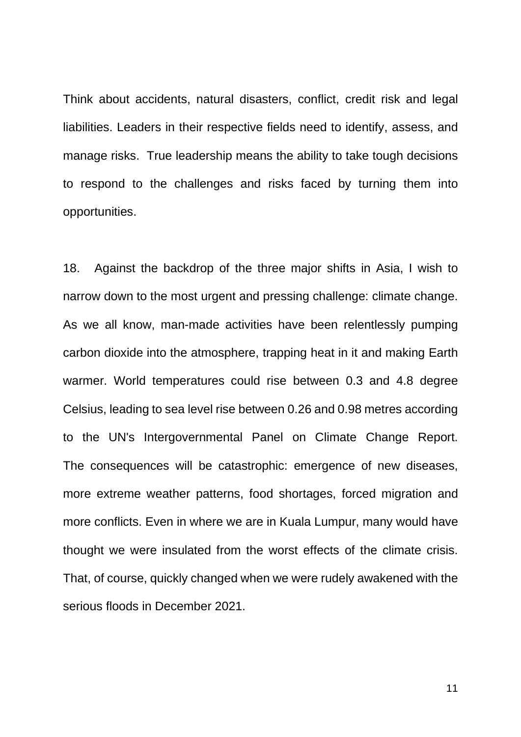Think about accidents, natural disasters, conflict, credit risk and legal liabilities. Leaders in their respective fields need to identify, assess, and manage risks. True leadership means the ability to take tough decisions to respond to the challenges and risks faced by turning them into opportunities.

18. Against the backdrop of the three major shifts in Asia, I wish to narrow down to the most urgent and pressing challenge: climate change. As we all know, man-made activities have been relentlessly pumping carbon dioxide into the atmosphere, trapping heat in it and making Earth warmer. World temperatures could rise between 0.3 and 4.8 degree Celsius, leading to sea level rise between 0.26 and 0.98 metres according to the UN's Intergovernmental Panel on Climate Change Report. The consequences will be catastrophic: emergence of new diseases, more extreme weather patterns, food shortages, forced migration and more conflicts. Even in where we are in Kuala Lumpur, many would have thought we were insulated from the worst effects of the climate crisis. That, of course, quickly changed when we were rudely awakened with the serious floods in December 2021.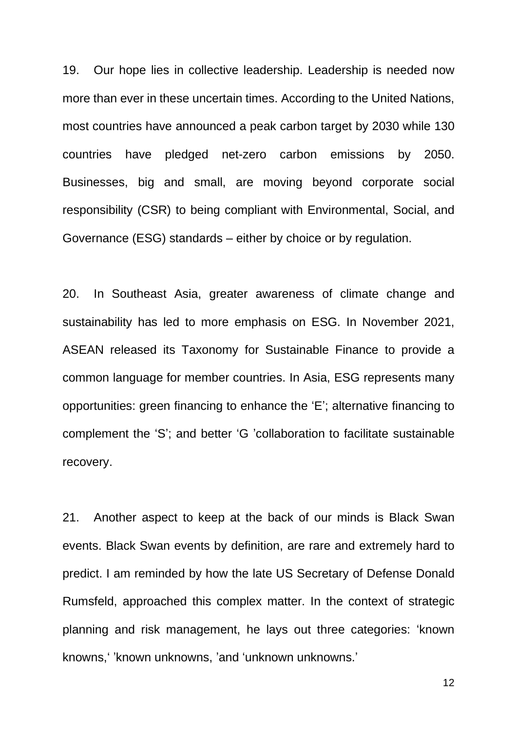19. Our hope lies in collective leadership. Leadership is needed now more than ever in these uncertain times. According to the United Nations, most countries have announced a peak carbon target by 2030 while 130 countries have pledged net-zero carbon emissions by 2050. Businesses, big and small, are moving beyond corporate social responsibility (CSR) to being compliant with Environmental, Social, and Governance (ESG) standards – either by choice or by regulation.

20. In Southeast Asia, greater awareness of climate change and sustainability has led to more emphasis on ESG. In November 2021, ASEAN released its Taxonomy for Sustainable Finance to provide a common language for member countries. In Asia, ESG represents many opportunities: green financing to enhance the 'E'; alternative financing to complement the 'S'; and better 'G 'collaboration to facilitate sustainable recovery.

21. Another aspect to keep at the back of our minds is Black Swan events. Black Swan events by definition, are rare and extremely hard to predict. I am reminded by how the late US Secretary of Defense Donald Rumsfeld, approached this complex matter. In the context of strategic planning and risk management, he lays out three categories: 'known knowns,' 'known unknowns, 'and 'unknown unknowns.'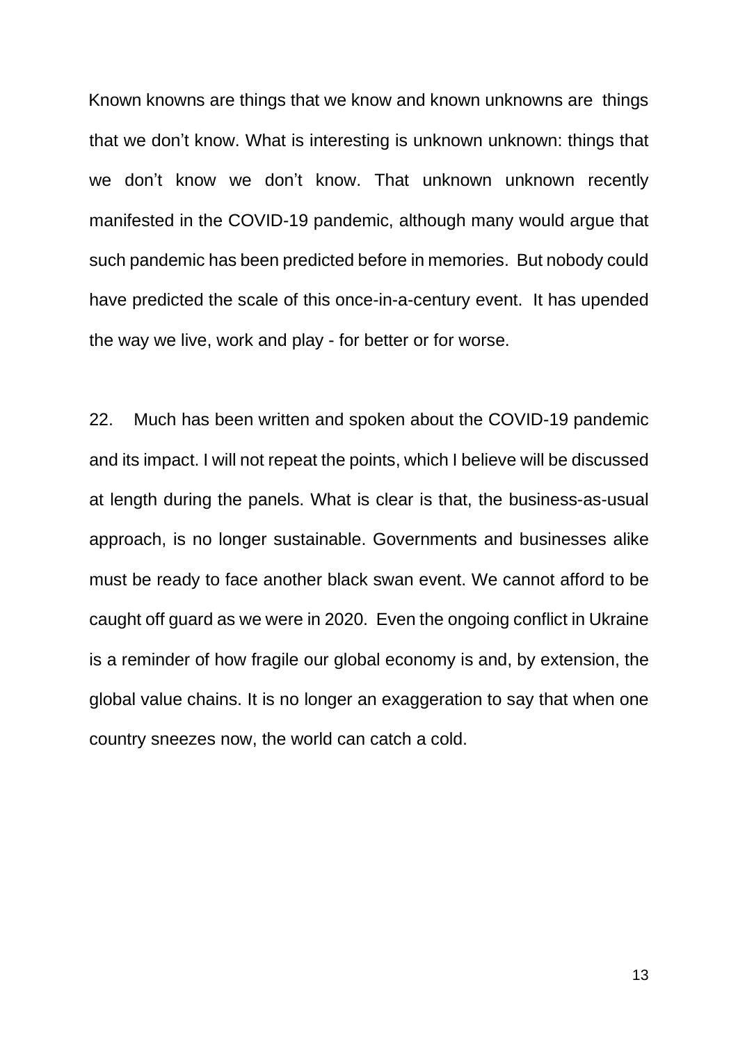Known knowns are things that we know and known unknowns are things that we don't know. What is interesting is unknown unknown: things that we don't know we don't know. That unknown unknown recently manifested in the COVID-19 pandemic, although many would argue that such pandemic has been predicted before in memories. But nobody could have predicted the scale of this once-in-a-century event. It has upended the way we live, work and play - for better or for worse.

22. Much has been written and spoken about the COVID-19 pandemic and its impact. I will not repeat the points, which I believe will be discussed at length during the panels. What is clear is that, the business-as-usual approach, is no longer sustainable. Governments and businesses alike must be ready to face another black swan event. We cannot afford to be caught off guard as we were in 2020. Even the ongoing conflict in Ukraine is a reminder of how fragile our global economy is and, by extension, the global value chains. It is no longer an exaggeration to say that when one country sneezes now, the world can catch a cold.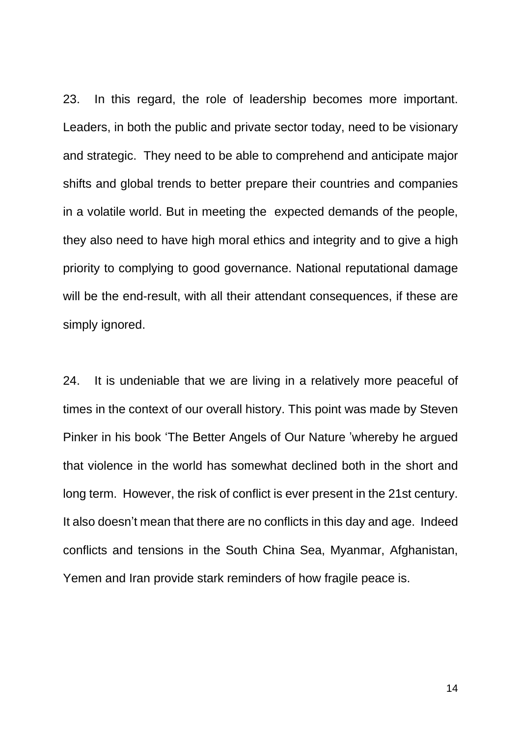23. In this regard, the role of leadership becomes more important. Leaders, in both the public and private sector today, need to be visionary and strategic. They need to be able to comprehend and anticipate major shifts and global trends to better prepare their countries and companies in a volatile world. But in meeting the expected demands of the people, they also need to have high moral ethics and integrity and to give a high priority to complying to good governance. National reputational damage will be the end-result, with all their attendant consequences, if these are simply ignored.

24. It is undeniable that we are living in a relatively more peaceful of times in the context of our overall history. This point was made by Steven Pinker in his book 'The Better Angels of Our Nature 'whereby he argued that violence in the world has somewhat declined both in the short and long term. However, the risk of conflict is ever present in the 21st century. It also doesn't mean that there are no conflicts in this day and age. Indeed conflicts and tensions in the South China Sea, Myanmar, Afghanistan, Yemen and Iran provide stark reminders of how fragile peace is.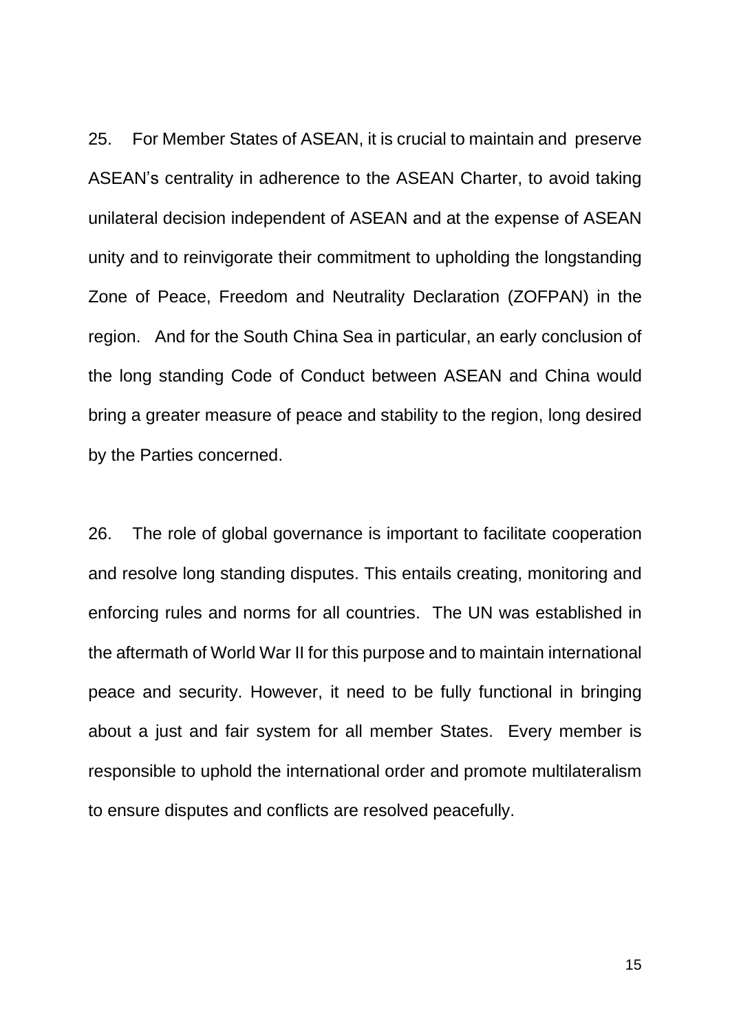25. For Member States of ASEAN, it is crucial to maintain and preserve ASEAN's centrality in adherence to the ASEAN Charter, to avoid taking unilateral decision independent of ASEAN and at the expense of ASEAN unity and to reinvigorate their commitment to upholding the longstanding Zone of Peace, Freedom and Neutrality Declaration (ZOFPAN) in the region. And for the South China Sea in particular, an early conclusion of the long standing Code of Conduct between ASEAN and China would bring a greater measure of peace and stability to the region, long desired by the Parties concerned.

26. The role of global governance is important to facilitate cooperation and resolve long standing disputes. This entails creating, monitoring and enforcing rules and norms for all countries. The UN was established in the aftermath of World War II for this purpose and to maintain international peace and security. However, it need to be fully functional in bringing about a just and fair system for all member States. Every member is responsible to uphold the international order and promote multilateralism to ensure disputes and conflicts are resolved peacefully.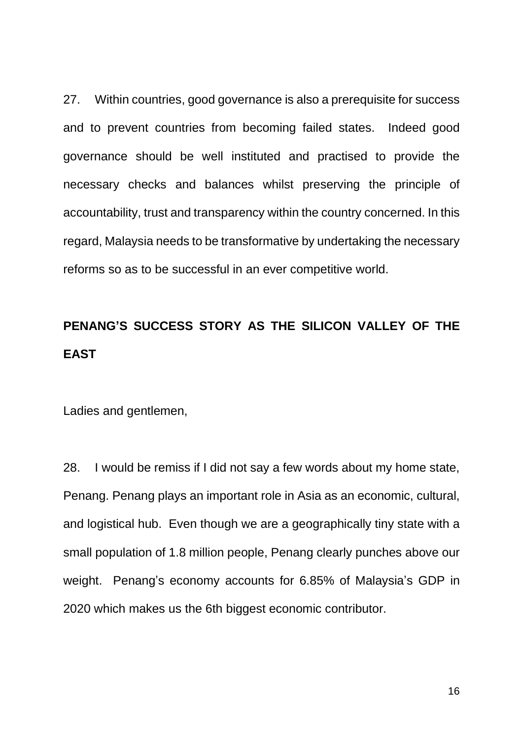27. Within countries, good governance is also a prerequisite for success and to prevent countries from becoming failed states. Indeed good governance should be well instituted and practised to provide the necessary checks and balances whilst preserving the principle of accountability, trust and transparency within the country concerned. In this regard, Malaysia needs to be transformative by undertaking the necessary reforms so as to be successful in an ever competitive world.

## PENANG'S SUCCESS STORY AS THE SILICON VALLEY OF THE EAST

Ladies and gentlemen,

28. I would be remiss if I did not say a few words about my home state, Penang. Penang plays an important role in Asia as an economic, cultural, and logistical hub. Even though we are a geographically tiny state with a small population of 1.8 million people, Penang clearly punches above our weight. Penang's economy accounts for 6.85% of Malaysia's GDP in 2020 which makes us the 6th biggest economic contributor.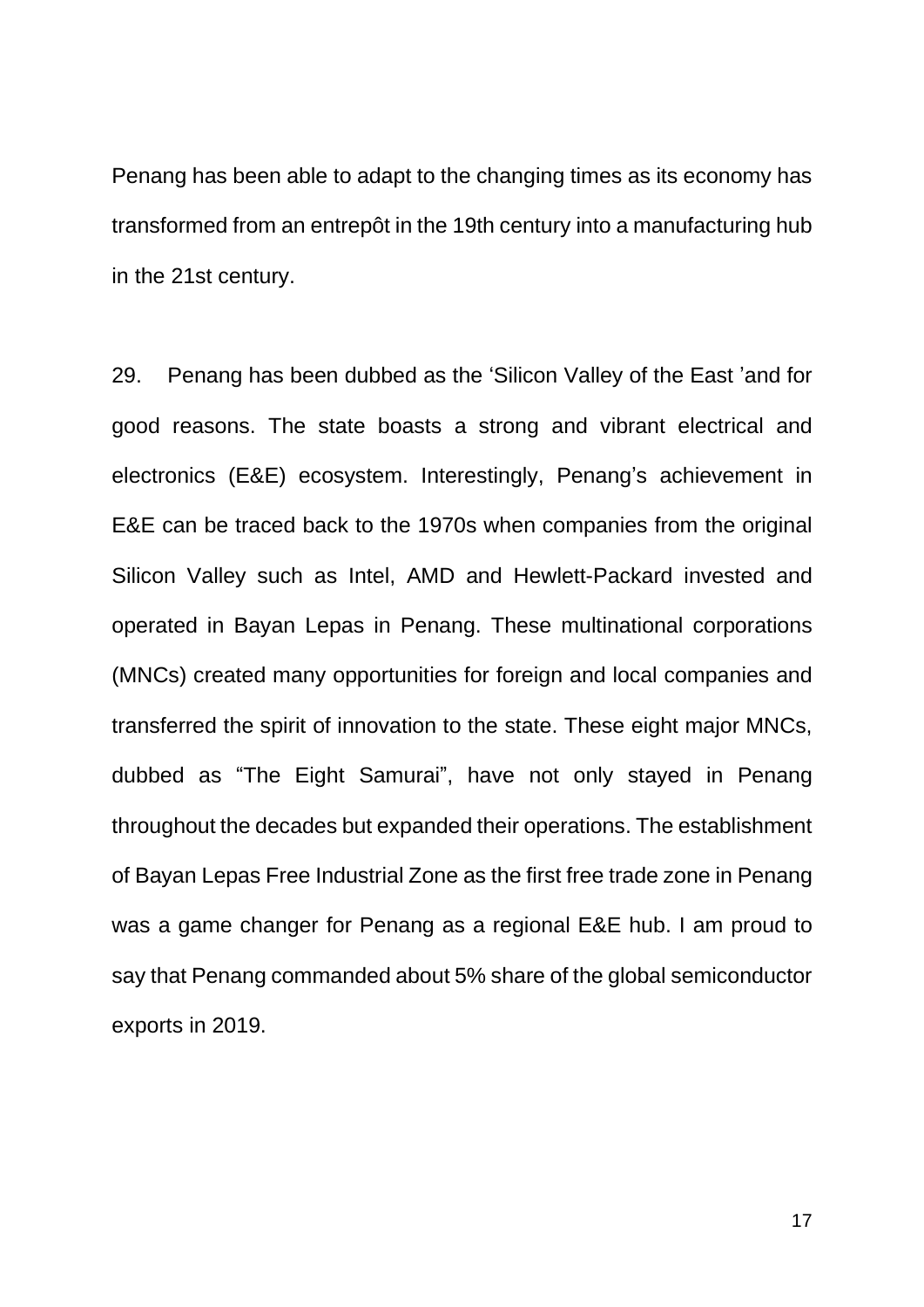Penang has been able to adapt to the changing times as its economy has transformed from an entrepôt in the 19th century into a manufacturing hub in the 21st century.

29. Penang has been dubbed as the 'Silicon Valley of the East 'and for good reasons. The state boasts a strong and vibrant electrical and electronics (E&E) ecosystem. Interestingly, Penang's achievement in E&E can be traced back to the 1970s when companies from the original Silicon Valley such as Intel, AMD and Hewlett-Packard invested and operated in Bayan Lepas in Penang. These multinational corporations (MNCs) created many opportunities for foreign and local companies and transferred the spirit of innovation to the state. These eight major MNCs, dubbed as "The Eight Samurai", have not only stayed in Penang throughout the decades but expanded their operations. The establishment of Bayan Lepas Free Industrial Zone as the first free trade zone in Penang was a game changer for Penang as a regional E&E hub. I am proud to say that Penang commanded about 5% share of the global semiconductor exports in 2019.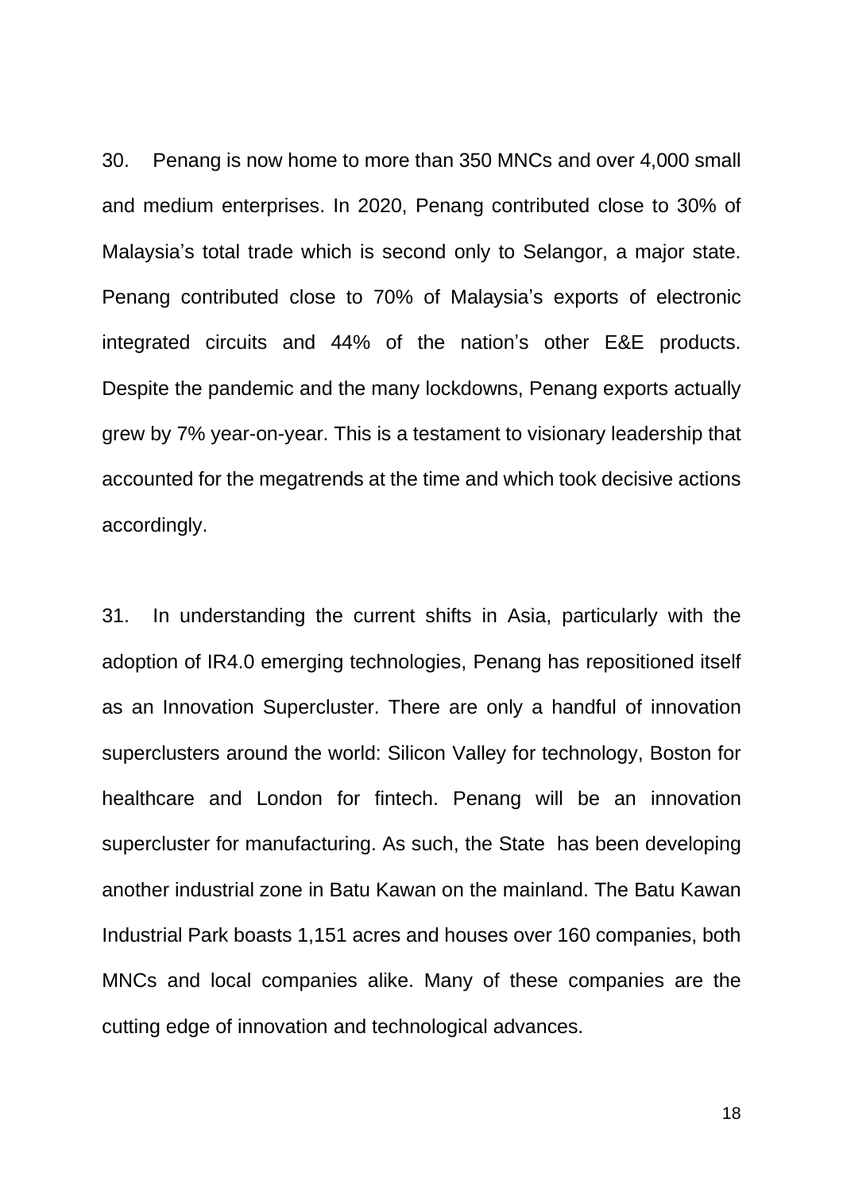30. Penang is now home to more than 350 MNCs and over 4,000 small and medium enterprises. In 2020, Penang contributed close to 30% of Malaysia's total trade which is second only to Selangor, a major state. Penang contributed close to 70% of Malaysia's exports of electronic integrated circuits and 44% of the nation's other E&E products. Despite the pandemic and the many lockdowns, Penang exports actually grew by 7% year-on-year. This is a testament to visionary leadership that accounted for the megatrends at the time and which took decisive actions accordingly.

31. In understanding the current shifts in Asia, particularly with the adoption of IR4.0 emerging technologies, Penang has repositioned itself as an Innovation Supercluster. There are only a handful of innovation superclusters around the world: Silicon Valley for technology, Boston for healthcare and London for fintech. Penang will be an innovation supercluster for manufacturing. As such, the State has been developing another industrial zone in Batu Kawan on the mainland. The Batu Kawan Industrial Park boasts 1,151 acres and houses over 160 companies, both MNCs and local companies alike. Many of these companies are the cutting edge of innovation and technological advances.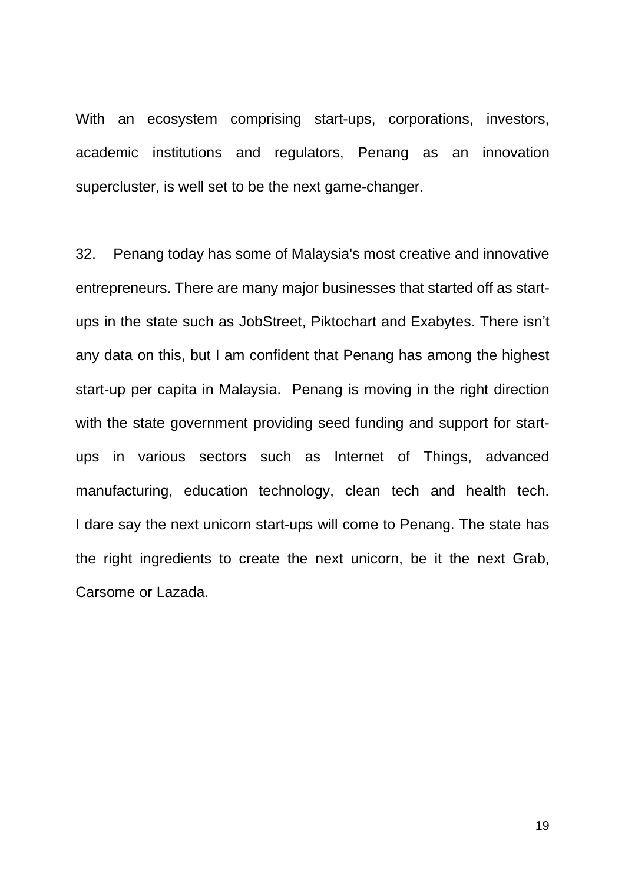With an ecosystem comprising start-ups, corporations, investors, academic institutions and regulators, Penang as an innovation supercluster, is well set to be the next game-changer.

32. Penang today has some of Malaysia's most creative and innovative entrepreneurs. There are many major businesses that started off as start-ups in the state such as JobStreet, Piktochart and Exabytes. There isn't any data on this, but I am confident that Penang has among the highest start-up per capita in Malaysia. Penang is moving in the right direction with the state government providing seed funding and support for start-ups in various sectors such as Internet of Things, advanced manufacturing, education technology, clean tech and health tech. I dare say the next unicorn start-ups will come to Penang. The state has the right ingredients to create the next unicorn, be it the next Grab, Carsome or Lazada.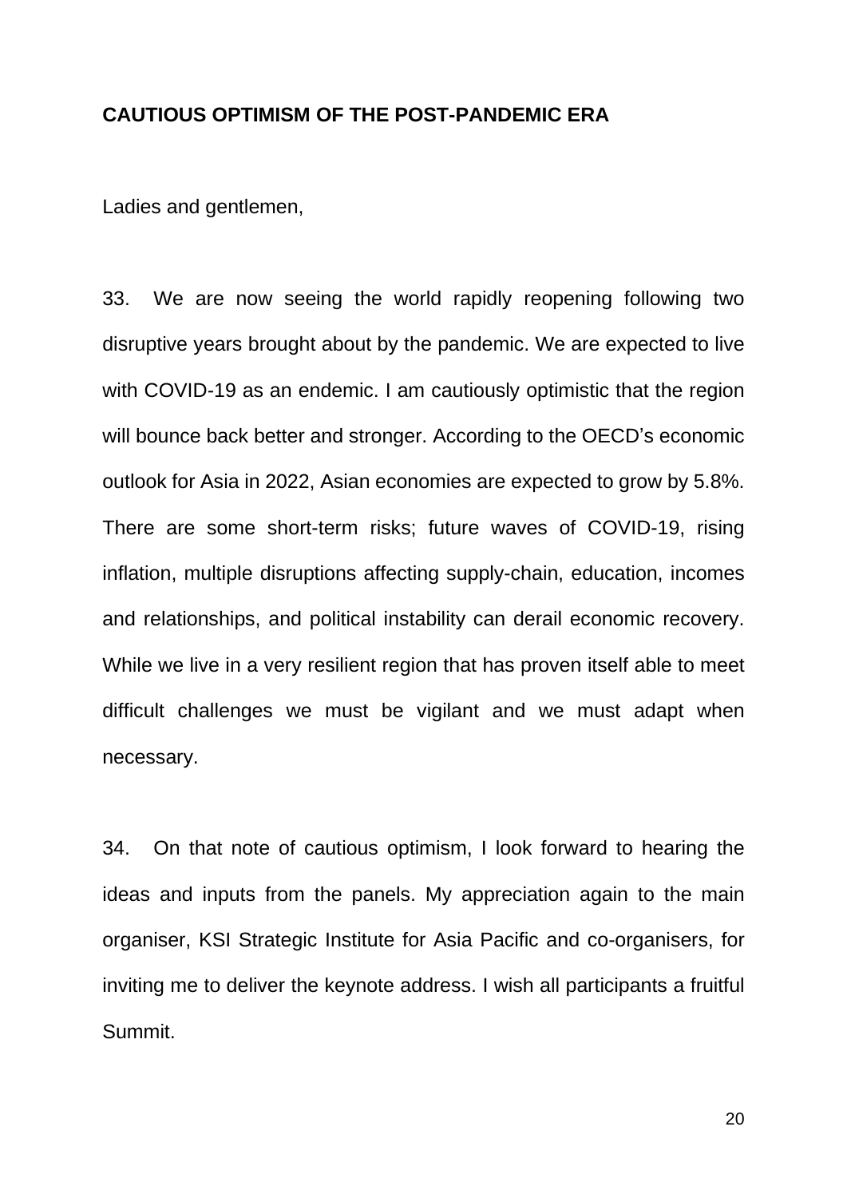## CAUTIOUS OPTIMISM OF THE POST-PANDEMIC ERA

Ladies and gentlemen,

33. We are now seeing the world rapidly reopening following two disruptive years brought about by the pandemic. We are expected to live with COVID-19 as an endemic. I am cautiously optimistic that the region will bounce back better and stronger. According to the OECD's economic outlook for Asia in 2022, Asian economies are expected to grow by 5.8%. There are some short-term risks; future waves of COVID-19, rising inflation, multiple disruptions affecting supply-chain, education, incomes and relationships, and political instability can derail economic recovery. While we live in a very resilient region that has proven itself able to meet difficult challenges we must be vigilant and we must adapt when necessary.

34. On that note of cautious optimism, I look forward to hearing the ideas and inputs from the panels. My appreciation again to the main organiser, KSI Strategic Institute for Asia Pacific and co-organisers, for inviting me to deliver the keynote address. I wish all participants a fruitful Summit.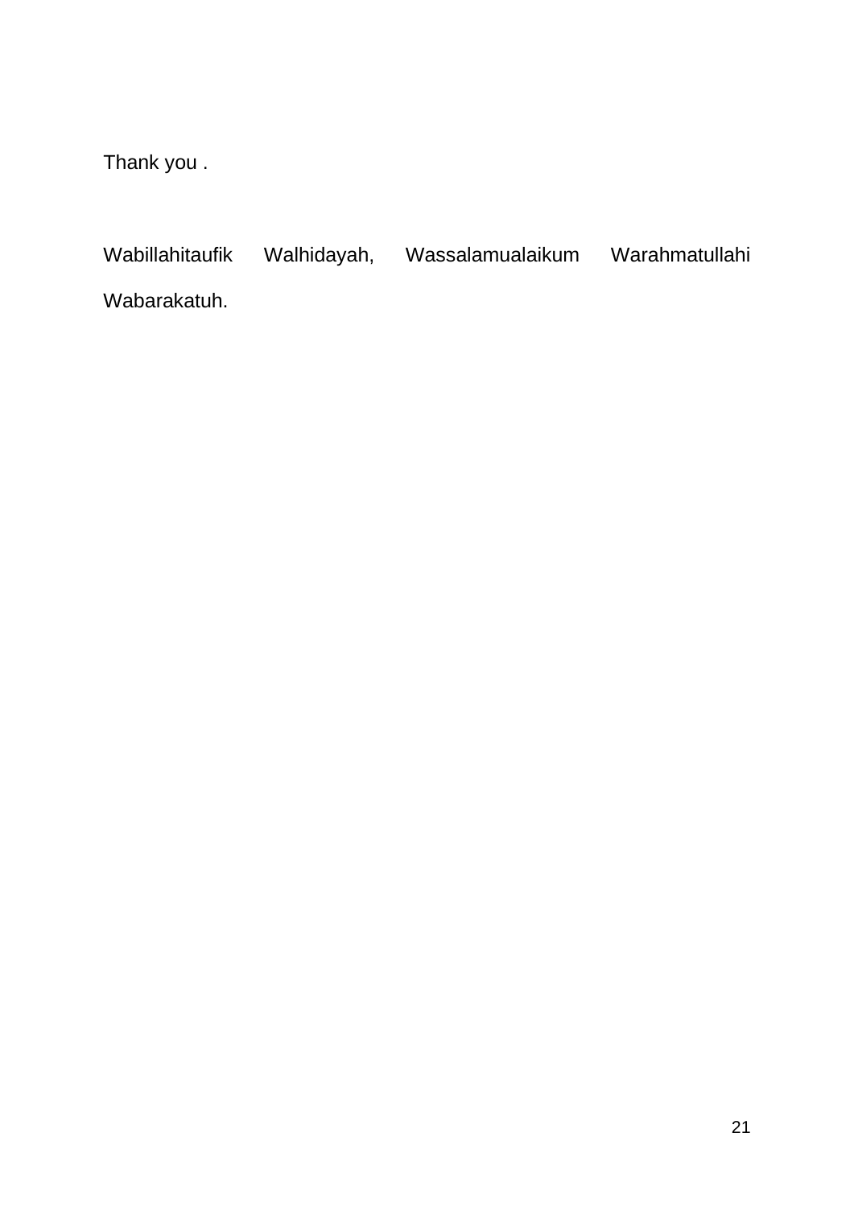Thank you .

Wabillahitaufik Walhidayah, Wassalamualaikum Warahmatullahi Wabarakatuh.